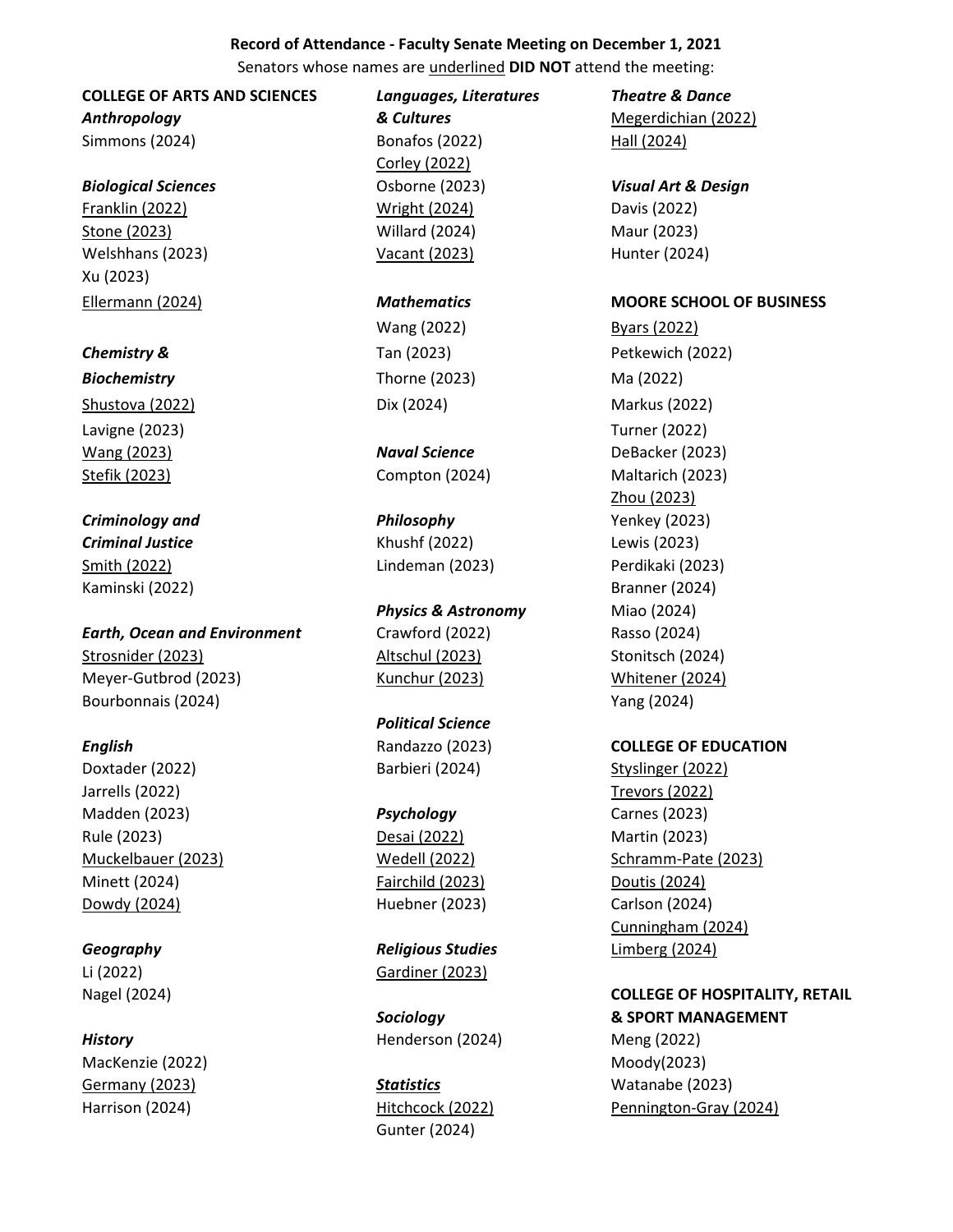**Record of Attendance - Faculty Senate Meeting on December 1, 2021**

Senators whose names are <u>underlined</u> **DID NOT** attend the meeting:

**COLLEGE OF ARTS AND SCIENCES**

***Anthropology***

Simmons (2024)

***Biological Sciences***

<u>Franklin (2022)</u>
<u>Stone (2023)</u>
Welshhans (2023)
Xu (2023)
<u>Ellermann (2024)</u>

***Chemistry & Biochemistry***

<u>Shustova (2022)</u>
Lavigne (2023)
<u>Wang (2023)</u>
<u>Stefik (2023)</u>

***Criminology and Criminal Justice***

<u>Smith (2022)</u>
Kaminski (2022)

***Earth, Ocean and Environment***

<u>Strosnider (2023)</u>
Meyer-Gutbrod (2023)
Bourbonnais (2024)

***English***

Doxtader (2022)
Jarrells (2022)
Madden (2023)
Rule (2023)
<u>Muckelbauer (2023)</u>
Minett (2024)
<u>Dowdy (2024)</u>

***Geography***

Li (2022)
Nagel (2024)

***History***

MacKenzie (2022)
<u>Germany (2023)</u>
Harrison (2024)

***Languages, Literatures & Cultures***

Bonafos (2022)
<u>Corley (2022)</u>
Osborne (2023)
<u>Wright (2024)</u>
Willard (2024)
<u>Vacant (2023)</u>

***Mathematics***

Wang (2022)
Tan (2023)
Thorne (2023)
Dix (2024)

***Naval Science***

Compton (2024)

***Philosophy***

Khushf (2022)
Lindeman (2023)

***Physics & Astronomy***

Crawford (2022)
<u>Altschul (2023)</u>
<u>Kunchur (2023)</u>

***Political Science***

Randazzo (2023)
Barbieri (2024)

***Psychology***

<u>Desai (2022)</u>
<u>Wedell (2022)</u>
<u>Fairchild (2023)</u>
Huebner (2023)

***Religious Studies***

<u>Gardiner (2023)</u>

***Sociology***

Henderson (2024)

***<u>Statistics</u>***

<u>Hitchcock (2022)</u>
Gunter (2024)

***Theatre & Dance***

<u>Megerdichian (2022)</u>
<u>Hall (2024)</u>

***Visual Art & Design***

Davis (2022)
Maur (2023)
Hunter (2024)

**MOORE SCHOOL OF BUSINESS**

<u>Byars (2022)</u>
Petkewich (2022)
Ma (2022)
Markus (2022)
Turner (2022)
DeBacker (2023)
Maltarich (2023)
<u>Zhou (2023)</u>
Yenkey (2023)
Lewis (2023)
Perdikaki (2023)
Branner (2024)
Miao (2024)
Rasso (2024)
Stonitsch (2024)
<u>Whitener (2024)</u>
Yang (2024)

**COLLEGE OF EDUCATION**

<u>Styslinger (2022)</u>
<u>Trevors (2022)</u>
Carnes (2023)
Martin (2023)
<u>Schramm-Pate (2023)</u>
<u>Doutis (2024)</u>
Carlson (2024)
<u>Cunningham (2024)</u>
<u>Limberg (2024)</u>

**COLLEGE OF HOSPITALITY, RETAIL & SPORT MANAGEMENT**

Meng (2022)
Moody(2023)
Watanabe (2023)
<u>Pennington-Gray (2024)</u>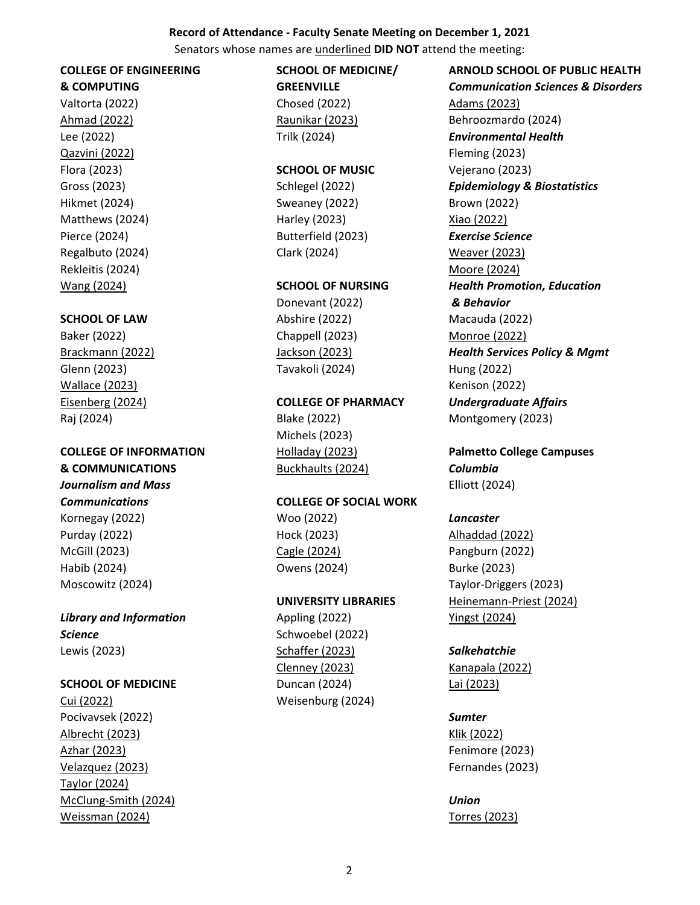**Record of Attendance - Faculty Senate Meeting on December 1, 2021**

Senators whose names are <u>underlined</u> **DID NOT** attend the meeting:

**COLLEGE OF ENGINEERING & COMPUTING**

Valtorta (2022)
<u>Ahmad (2022)</u>
Lee (2022)
<u>Qazvini (2022)</u>
Flora (2023)
Gross (2023)
Hikmet (2024)
Matthews (2024)
Pierce (2024)
Regalbuto (2024)
Rekleitis (2024)
<u>Wang (2024)</u>

**SCHOOL OF LAW**

Baker (2022)
<u>Brackmann (2022)</u>
Glenn (2023)
<u>Wallace (2023)</u>
<u>Eisenberg (2024)</u>
Raj (2024)

**COLLEGE OF INFORMATION & COMMUNICATIONS**

***Journalism and Mass Communications***

Kornegay (2022)
Purday (2022)
McGill (2023)
Habib (2024)
Moscowitz (2024)

***Library and Information Science***

Lewis (2023)

**SCHOOL OF MEDICINE**

<u>Cui (2022)</u>
Pocivavsek (2022)
<u>Albrecht (2023)</u>
<u>Azhar (2023)</u>
<u>Velazquez (2023)</u>
<u>Taylor (2024)</u>
<u>McClung-Smith (2024)</u>
<u>Weissman (2024)</u>

**SCHOOL OF MEDICINE/ GREENVILLE**

Chosed (2022)
<u>Raunikar (2023)</u>
Trilk (2024)

**SCHOOL OF MUSIC**

Schlegel (2022)
Sweaney (2022)
Harley (2023)
Butterfield (2023)
Clark (2024)

**SCHOOL OF NURSING**

Donevant (2022)
Abshire (2022)
Chappell (2023)
<u>Jackson (2023)</u>
Tavakoli (2024)

**COLLEGE OF PHARMACY**

Blake (2022)
Michels (2023)
<u>Holladay (2023)</u>
<u>Buckhaults (2024)</u>

**COLLEGE OF SOCIAL WORK**

Woo (2022)
Hock (2023)
<u>Cagle (2024)</u>
Owens (2024)

**UNIVERSITY LIBRARIES**

Appling (2022)
Schwoebel (2022)
<u>Schaffer (2023)</u>
<u>Clenney (2023)</u>
Duncan (2024)
Weisenburg (2024)

**ARNOLD SCHOOL OF PUBLIC HEALTH**

***Communication Sciences & Disorders***

<u>Adams (2023)</u>
Behroozmardo (2024)

***Environmental Health***

Fleming (2023)
Vejerano (2023)

***Epidemiology & Biostatistics***

Brown (2022)
<u>Xiao (2022)</u>

***Exercise Science***

<u>Weaver (2023)</u>
<u>Moore (2024)</u>

***Health Promotion, Education & Behavior***

Macauda (2022)
<u>Monroe (2022)</u>

***Health Services Policy & Mgmt***

Hung (2022)
Kenison (2022)

***Undergraduate Affairs***

Montgomery (2023)

**Palmetto College Campuses**

***Columbia***

Elliott (2024)

***Lancaster***

<u>Alhaddad (2022)</u>
Pangburn (2022)
Burke (2023)
Taylor-Driggers (2023)
<u>Heinemann-Priest (2024)</u>
<u>Yingst (2024)</u>

***Salkehatchie***

<u>Kanapala (2022)</u>
<u>Lai (2023)</u>

***Sumter***

<u>Klik (2022)</u>
Fenimore (2023)
Fernandes (2023)

***Union***

<u>Torres (2023)</u>